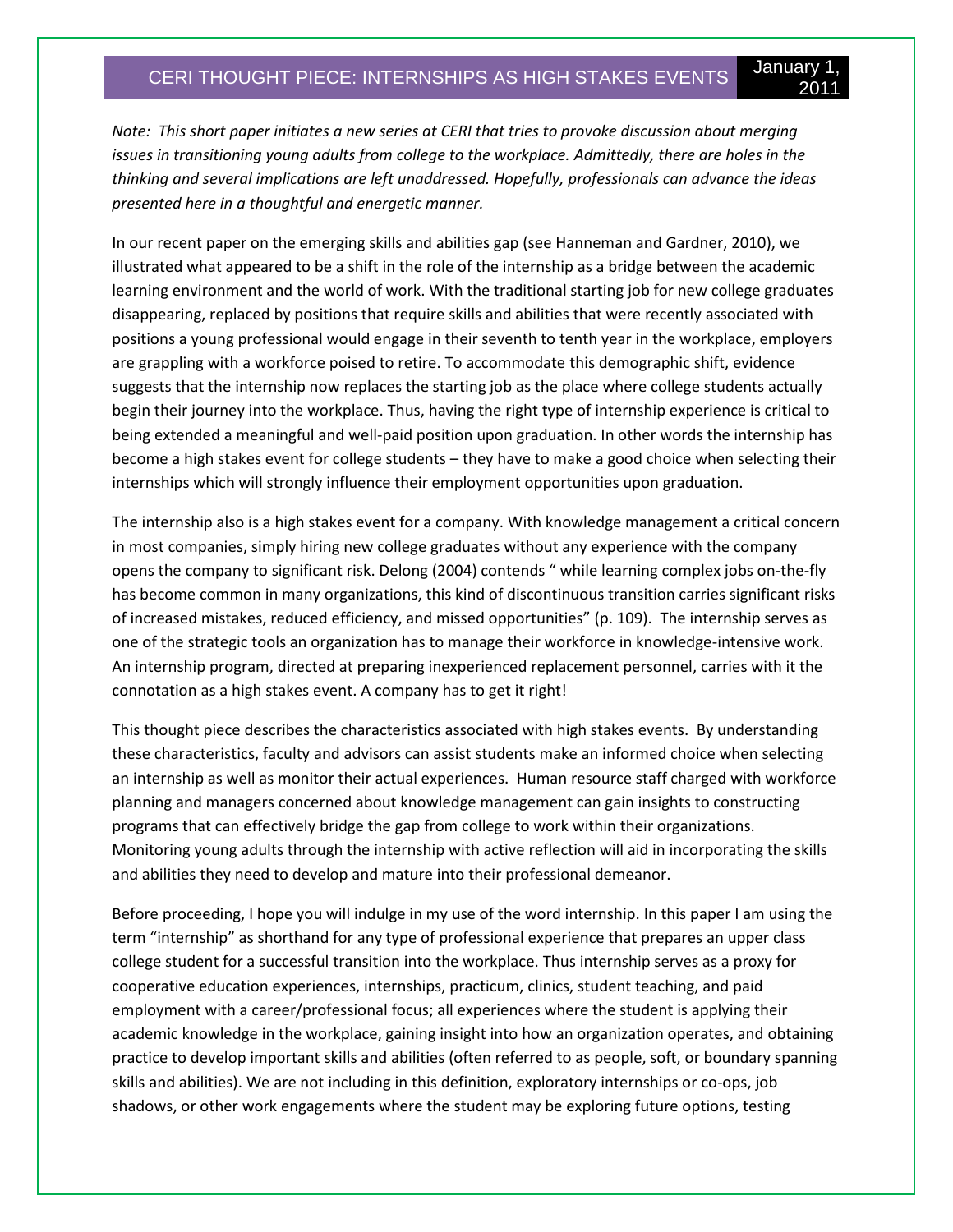# CERI THOUGHT PIECE: INTERNSHIPS AS HIGH STAKES EVENTS

January 1, 2011

*Note: This short paper initiates a new series at CERI that tries to provoke discussion about merging issues in transitioning young adults from college to the workplace. Admittedly, there are holes in the thinking and several implications are left unaddressed. Hopefully, professionals can advance the ideas presented here in a thoughtful and energetic manner.*

In our recent paper on the emerging skills and abilities gap (see Hanneman and Gardner, 2010), we illustrated what appeared to be a shift in the role of the internship as a bridge between the academic learning environment and the world of work. With the traditional starting job for new college graduates disappearing, replaced by positions that require skills and abilities that were recently associated with positions a young professional would engage in their seventh to tenth year in the workplace, employers are grappling with a workforce poised to retire. To accommodate this demographic shift, evidence suggests that the internship now replaces the starting job as the place where college students actually begin their journey into the workplace. Thus, having the right type of internship experience is critical to being extended a meaningful and well-paid position upon graduation. In other words the internship has become a high stakes event for college students – they have to make a good choice when selecting their internships which will strongly influence their employment opportunities upon graduation.

The internship also is a high stakes event for a company. With knowledge management a critical concern in most companies, simply hiring new college graduates without any experience with the company opens the company to significant risk. Delong (2004) contends " while learning complex jobs on-the-fly has become common in many organizations, this kind of discontinuous transition carries significant risks of increased mistakes, reduced efficiency, and missed opportunities" (p. 109). The internship serves as one of the strategic tools an organization has to manage their workforce in knowledge-intensive work. An internship program, directed at preparing inexperienced replacement personnel, carries with it the connotation as a high stakes event. A company has to get it right!

This thought piece describes the characteristics associated with high stakes events. By understanding these characteristics, faculty and advisors can assist students make an informed choice when selecting an internship as well as monitor their actual experiences. Human resource staff charged with workforce planning and managers concerned about knowledge management can gain insights to constructing programs that can effectively bridge the gap from college to work within their organizations. Monitoring young adults through the internship with active reflection will aid in incorporating the skills and abilities they need to develop and mature into their professional demeanor.

Before proceeding, I hope you will indulge in my use of the word internship. In this paper I am using the term "internship" as shorthand for any type of professional experience that prepares an upper class college student for a successful transition into the workplace. Thus internship serves as a proxy for cooperative education experiences, internships, practicum, clinics, student teaching, and paid employment with a career/professional focus; all experiences where the student is applying their academic knowledge in the workplace, gaining insight into how an organization operates, and obtaining practice to develop important skills and abilities (often referred to as people, soft, or boundary spanning skills and abilities). We are not including in this definition, exploratory internships or co-ops, job shadows, or other work engagements where the student may be exploring future options, testing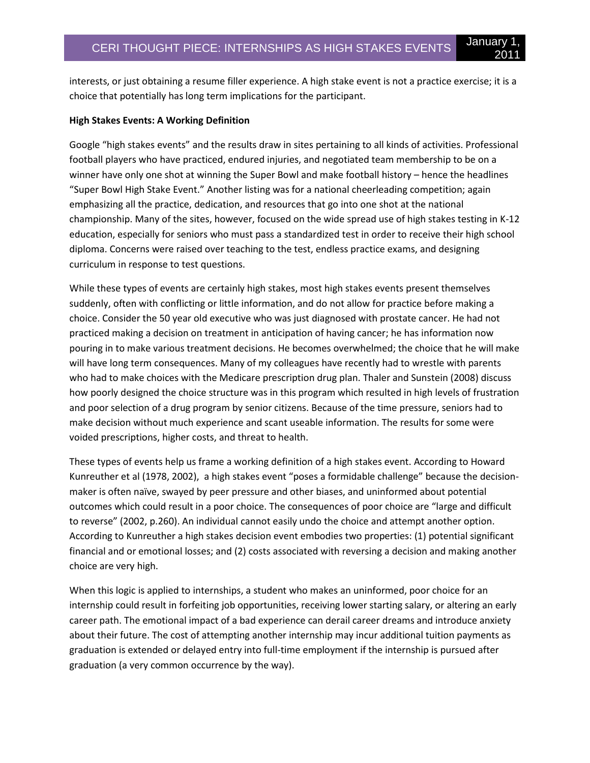interests, or just obtaining a resume filler experience. A high stake event is not a practice exercise; it is a choice that potentially has long term implications for the participant.

**High Stakes Events: A Working Definition**

Google "high stakes events" and the results draw in sites pertaining to all kinds of activities. Professional football players who have practiced, endured injuries, and negotiated team membership to be on a winner have only one shot at winning the Super Bowl and make football history – hence the headlines "Super Bowl High Stake Event." Another listing was for a national cheerleading competition; again emphasizing all the practice, dedication, and resources that go into one shot at the national championship. Many of the sites, however, focused on the wide spread use of high stakes testing in K-12 education, especially for seniors who must pass a standardized test in order to receive their high school diploma. Concerns were raised over teaching to the test, endless practice exams, and designing curriculum in response to test questions.

While these types of events are certainly high stakes, most high stakes events present themselves suddenly, often with conflicting or little information, and do not allow for practice before making a choice. Consider the 50 year old executive who was just diagnosed with prostate cancer. He had not practiced making a decision on treatment in anticipation of having cancer; he has information now pouring in to make various treatment decisions. He becomes overwhelmed; the choice that he will make will have long term consequences. Many of my colleagues have recently had to wrestle with parents who had to make choices with the Medicare prescription drug plan. Thaler and Sunstein (2008) discuss how poorly designed the choice structure was in this program which resulted in high levels of frustration and poor selection of a drug program by senior citizens. Because of the time pressure, seniors had to make decision without much experience and scant useable information. The results for some were voided prescriptions, higher costs, and threat to health.

These types of events help us frame a working definition of a high stakes event. According to Howard Kunreuther et al (1978, 2002), a high stakes event "poses a formidable challenge" because the decision-maker is often naïve, swayed by peer pressure and other biases, and uninformed about potential outcomes which could result in a poor choice. The consequences of poor choice are "large and difficult to reverse" (2002, p.260). An individual cannot easily undo the choice and attempt another option. According to Kunreuther a high stakes decision event embodies two properties: (1) potential significant financial and or emotional losses; and (2) costs associated with reversing a decision and making another choice are very high.

When this logic is applied to internships, a student who makes an uninformed, poor choice for an internship could result in forfeiting job opportunities, receiving lower starting salary, or altering an early career path. The emotional impact of a bad experience can derail career dreams and introduce anxiety about their future. The cost of attempting another internship may incur additional tuition payments as graduation is extended or delayed entry into full-time employment if the internship is pursued after graduation (a very common occurrence by the way).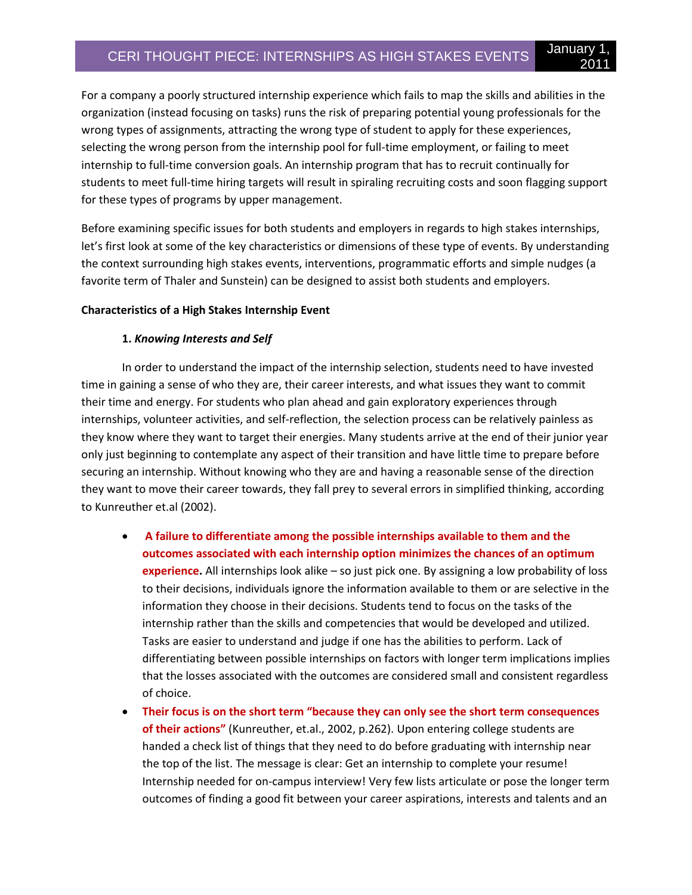For a company a poorly structured internship experience which fails to map the skills and abilities in the organization (instead focusing on tasks) runs the risk of preparing potential young professionals for the wrong types of assignments, attracting the wrong type of student to apply for these experiences, selecting the wrong person from the internship pool for full-time employment, or failing to meet internship to full-time conversion goals. An internship program that has to recruit continually for students to meet full-time hiring targets will result in spiraling recruiting costs and soon flagging support for these types of programs by upper management.

Before examining specific issues for both students and employers in regards to high stakes internships, let's first look at some of the key characteristics or dimensions of these type of events. By understanding the context surrounding high stakes events, interventions, programmatic efforts and simple nudges (a favorite term of Thaler and Sunstein) can be designed to assist both students and employers.

**Characteristics of a High Stakes Internship Event**

**1.** ***Knowing Interests and Self***

In order to understand the impact of the internship selection, students need to have invested time in gaining a sense of who they are, their career interests, and what issues they want to commit their time and energy. For students who plan ahead and gain exploratory experiences through internships, volunteer activities, and self-reflection, the selection process can be relatively painless as they know where they want to target their energies. Many students arrive at the end of their junior year only just beginning to contemplate any aspect of their transition and have little time to prepare before securing an internship. Without knowing who they are and having a reasonable sense of the direction they want to move their career towards, they fall prey to several errors in simplified thinking, according to Kunreuther et.al (2002).

- **A failure to differentiate among the possible internships available to them and the outcomes associated with each internship option minimizes the chances of an optimum experience.** All internships look alike – so just pick one. By assigning a low probability of loss to their decisions, individuals ignore the information available to them or are selective in the information they choose in their decisions. Students tend to focus on the tasks of the internship rather than the skills and competencies that would be developed and utilized. Tasks are easier to understand and judge if one has the abilities to perform. Lack of differentiating between possible internships on factors with longer term implications implies that the losses associated with the outcomes are considered small and consistent regardless of choice.
- **Their focus is on the short term "because they can only see the short term consequences of their actions"** (Kunreuther, et.al., 2002, p.262). Upon entering college students are handed a check list of things that they need to do before graduating with internship near the top of the list. The message is clear: Get an internship to complete your resume! Internship needed for on-campus interview! Very few lists articulate or pose the longer term outcomes of finding a good fit between your career aspirations, interests and talents and an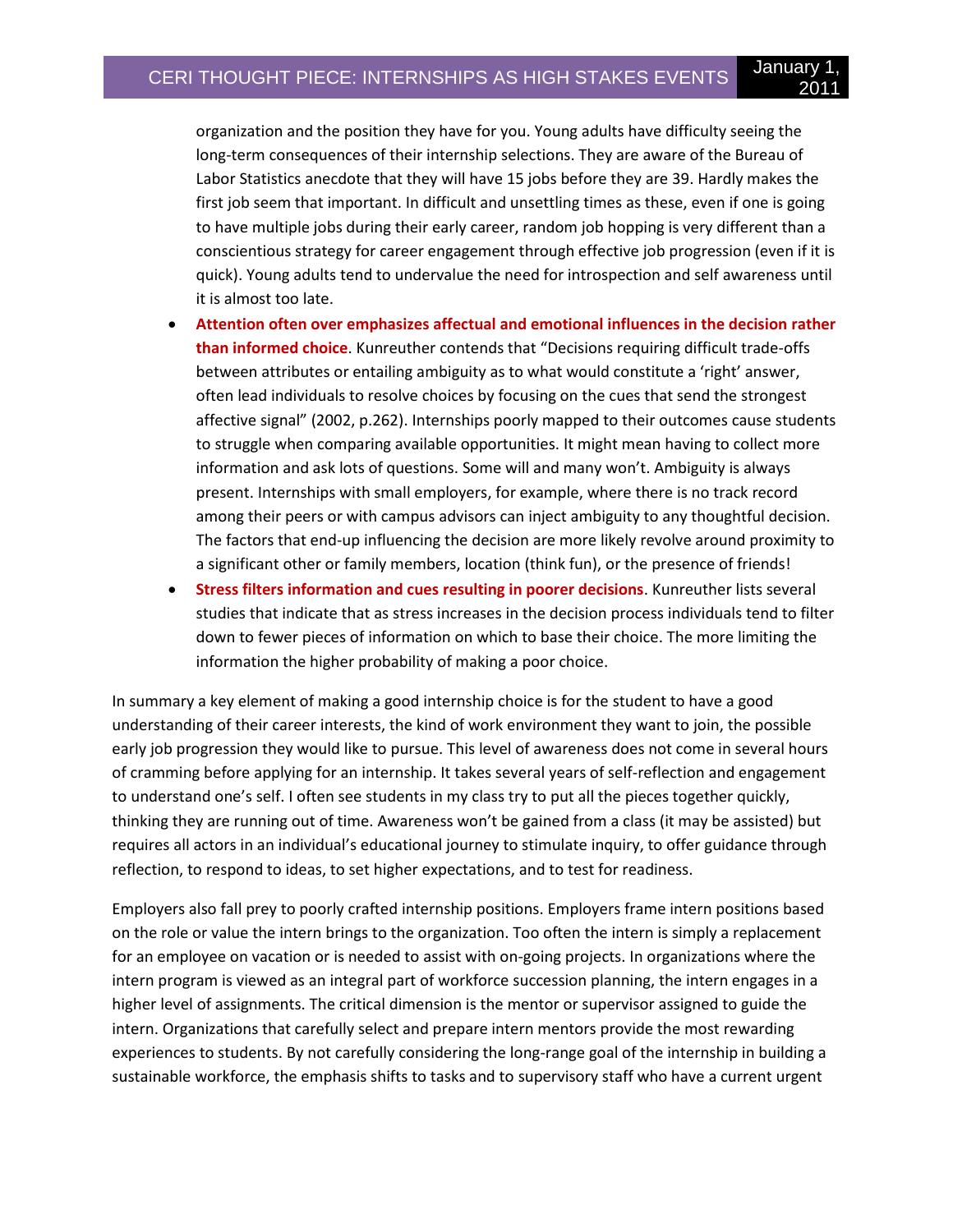organization and the position they have for you. Young adults have difficulty seeing the long-term consequences of their internship selections. They are aware of the Bureau of Labor Statistics anecdote that they will have 15 jobs before they are 39. Hardly makes the first job seem that important. In difficult and unsettling times as these, even if one is going to have multiple jobs during their early career, random job hopping is very different than a conscientious strategy for career engagement through effective job progression (even if it is quick). Young adults tend to undervalue the need for introspection and self awareness until it is almost too late.

- **Attention often over emphasizes affectual and emotional influences in the decision rather than informed choice**. Kunreuther contends that "Decisions requiring difficult trade-offs between attributes or entailing ambiguity as to what would constitute a 'right' answer, often lead individuals to resolve choices by focusing on the cues that send the strongest affective signal" (2002, p.262). Internships poorly mapped to their outcomes cause students to struggle when comparing available opportunities. It might mean having to collect more information and ask lots of questions. Some will and many won't. Ambiguity is always present. Internships with small employers, for example, where there is no track record among their peers or with campus advisors can inject ambiguity to any thoughtful decision. The factors that end-up influencing the decision are more likely revolve around proximity to a significant other or family members, location (think fun), or the presence of friends!
- **Stress filters information and cues resulting in poorer decisions**. Kunreuther lists several studies that indicate that as stress increases in the decision process individuals tend to filter down to fewer pieces of information on which to base their choice. The more limiting the information the higher probability of making a poor choice.

In summary a key element of making a good internship choice is for the student to have a good understanding of their career interests, the kind of work environment they want to join, the possible early job progression they would like to pursue. This level of awareness does not come in several hours of cramming before applying for an internship. It takes several years of self-reflection and engagement to understand one's self. I often see students in my class try to put all the pieces together quickly, thinking they are running out of time. Awareness won't be gained from a class (it may be assisted) but requires all actors in an individual's educational journey to stimulate inquiry, to offer guidance through reflection, to respond to ideas, to set higher expectations, and to test for readiness.

Employers also fall prey to poorly crafted internship positions. Employers frame intern positions based on the role or value the intern brings to the organization. Too often the intern is simply a replacement for an employee on vacation or is needed to assist with on-going projects. In organizations where the intern program is viewed as an integral part of workforce succession planning, the intern engages in a higher level of assignments. The critical dimension is the mentor or supervisor assigned to guide the intern. Organizations that carefully select and prepare intern mentors provide the most rewarding experiences to students. By not carefully considering the long-range goal of the internship in building a sustainable workforce, the emphasis shifts to tasks and to supervisory staff who have a current urgent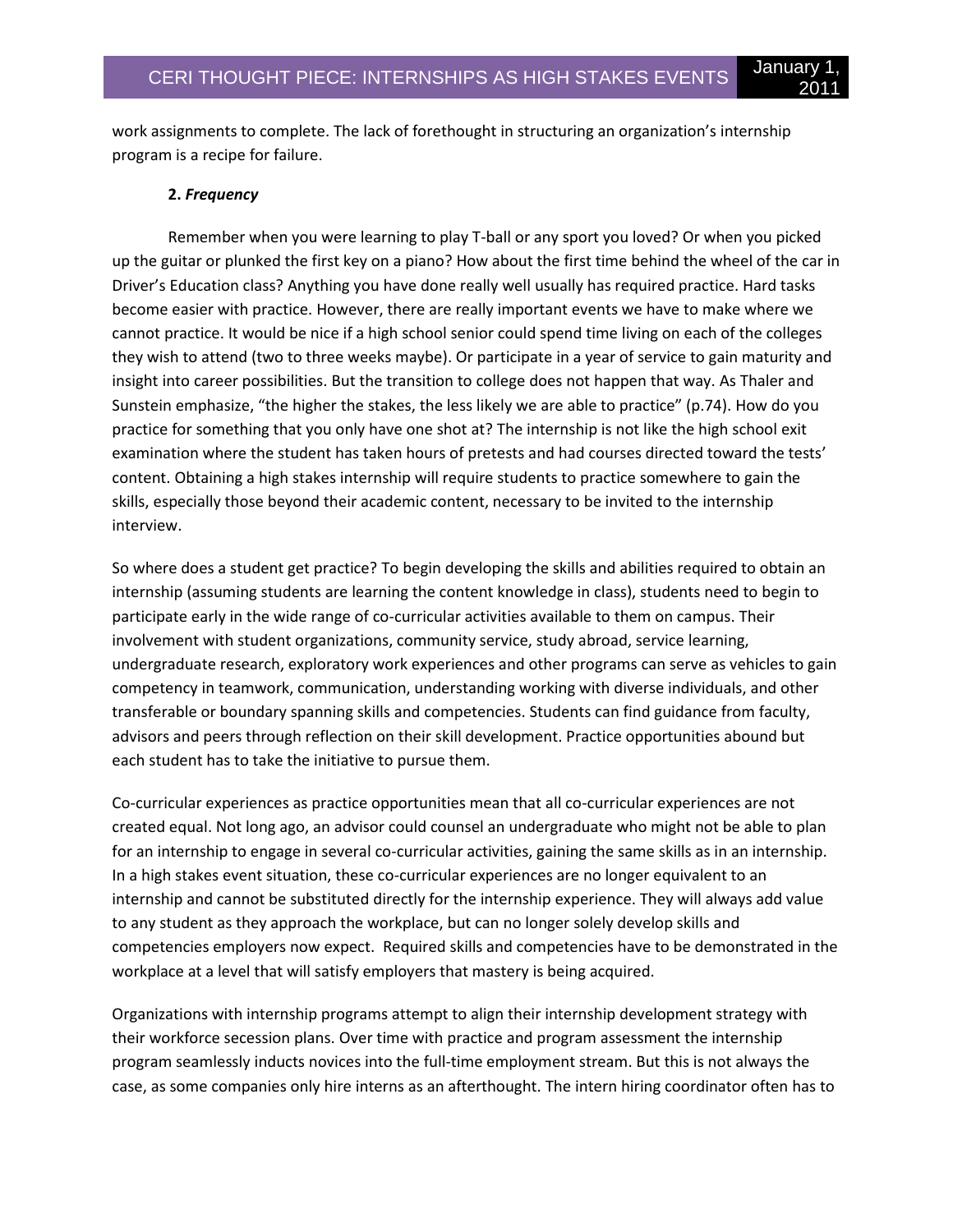work assignments to complete. The lack of forethought in structuring an organization's internship program is a recipe for failure.

**2. *Frequency***

Remember when you were learning to play T-ball or any sport you loved? Or when you picked up the guitar or plunked the first key on a piano? How about the first time behind the wheel of the car in Driver's Education class? Anything you have done really well usually has required practice. Hard tasks become easier with practice. However, there are really important events we have to make where we cannot practice. It would be nice if a high school senior could spend time living on each of the colleges they wish to attend (two to three weeks maybe). Or participate in a year of service to gain maturity and insight into career possibilities. But the transition to college does not happen that way. As Thaler and Sunstein emphasize, "the higher the stakes, the less likely we are able to practice" (p.74). How do you practice for something that you only have one shot at? The internship is not like the high school exit examination where the student has taken hours of pretests and had courses directed toward the tests' content. Obtaining a high stakes internship will require students to practice somewhere to gain the skills, especially those beyond their academic content, necessary to be invited to the internship interview.

So where does a student get practice? To begin developing the skills and abilities required to obtain an internship (assuming students are learning the content knowledge in class), students need to begin to participate early in the wide range of co-curricular activities available to them on campus. Their involvement with student organizations, community service, study abroad, service learning, undergraduate research, exploratory work experiences and other programs can serve as vehicles to gain competency in teamwork, communication, understanding working with diverse individuals, and other transferable or boundary spanning skills and competencies. Students can find guidance from faculty, advisors and peers through reflection on their skill development. Practice opportunities abound but each student has to take the initiative to pursue them.

Co-curricular experiences as practice opportunities mean that all co-curricular experiences are not created equal. Not long ago, an advisor could counsel an undergraduate who might not be able to plan for an internship to engage in several co-curricular activities, gaining the same skills as in an internship. In a high stakes event situation, these co-curricular experiences are no longer equivalent to an internship and cannot be substituted directly for the internship experience. They will always add value to any student as they approach the workplace, but can no longer solely develop skills and competencies employers now expect. Required skills and competencies have to be demonstrated in the workplace at a level that will satisfy employers that mastery is being acquired.

Organizations with internship programs attempt to align their internship development strategy with their workforce secession plans. Over time with practice and program assessment the internship program seamlessly inducts novices into the full-time employment stream. But this is not always the case, as some companies only hire interns as an afterthought. The intern hiring coordinator often has to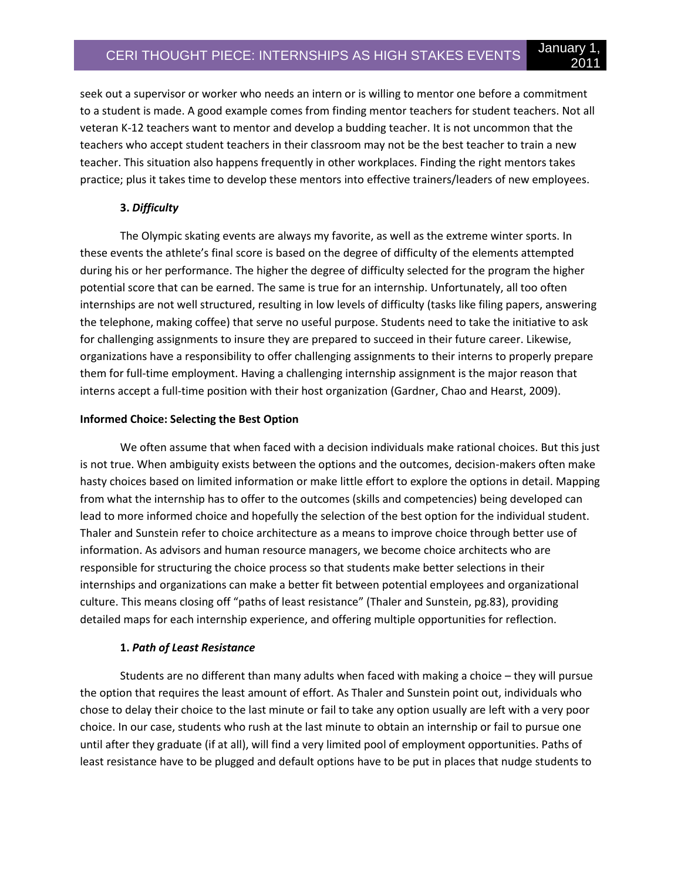seek out a supervisor or worker who needs an intern or is willing to mentor one before a commitment to a student is made. A good example comes from finding mentor teachers for student teachers. Not all veteran K-12 teachers want to mentor and develop a budding teacher. It is not uncommon that the teachers who accept student teachers in their classroom may not be the best teacher to train a new teacher. This situation also happens frequently in other workplaces. Finding the right mentors takes practice; plus it takes time to develop these mentors into effective trainers/leaders of new employees.

**3. *Difficulty***

The Olympic skating events are always my favorite, as well as the extreme winter sports. In these events the athlete's final score is based on the degree of difficulty of the elements attempted during his or her performance. The higher the degree of difficulty selected for the program the higher potential score that can be earned. The same is true for an internship. Unfortunately, all too often internships are not well structured, resulting in low levels of difficulty (tasks like filing papers, answering the telephone, making coffee) that serve no useful purpose. Students need to take the initiative to ask for challenging assignments to insure they are prepared to succeed in their future career. Likewise, organizations have a responsibility to offer challenging assignments to their interns to properly prepare them for full-time employment. Having a challenging internship assignment is the major reason that interns accept a full-time position with their host organization (Gardner, Chao and Hearst, 2009).

**Informed Choice: Selecting the Best Option**

We often assume that when faced with a decision individuals make rational choices. But this just is not true. When ambiguity exists between the options and the outcomes, decision-makers often make hasty choices based on limited information or make little effort to explore the options in detail. Mapping from what the internship has to offer to the outcomes (skills and competencies) being developed can lead to more informed choice and hopefully the selection of the best option for the individual student. Thaler and Sunstein refer to choice architecture as a means to improve choice through better use of information. As advisors and human resource managers, we become choice architects who are responsible for structuring the choice process so that students make better selections in their internships and organizations can make a better fit between potential employees and organizational culture. This means closing off "paths of least resistance" (Thaler and Sunstein, pg.83), providing detailed maps for each internship experience, and offering multiple opportunities for reflection.

**1. *Path of Least Resistance***

Students are no different than many adults when faced with making a choice – they will pursue the option that requires the least amount of effort. As Thaler and Sunstein point out, individuals who chose to delay their choice to the last minute or fail to take any option usually are left with a very poor choice. In our case, students who rush at the last minute to obtain an internship or fail to pursue one until after they graduate (if at all), will find a very limited pool of employment opportunities. Paths of least resistance have to be plugged and default options have to be put in places that nudge students to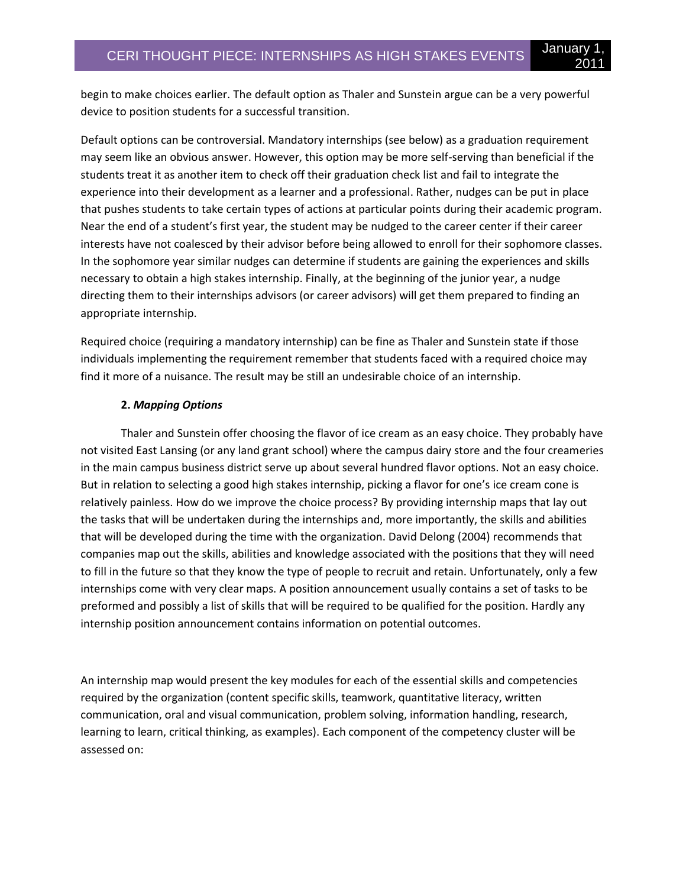begin to make choices earlier. The default option as Thaler and Sunstein argue can be a very powerful device to position students for a successful transition.

Default options can be controversial. Mandatory internships (see below) as a graduation requirement may seem like an obvious answer. However, this option may be more self-serving than beneficial if the students treat it as another item to check off their graduation check list and fail to integrate the experience into their development as a learner and a professional. Rather, nudges can be put in place that pushes students to take certain types of actions at particular points during their academic program. Near the end of a student's first year, the student may be nudged to the career center if their career interests have not coalesced by their advisor before being allowed to enroll for their sophomore classes. In the sophomore year similar nudges can determine if students are gaining the experiences and skills necessary to obtain a high stakes internship. Finally, at the beginning of the junior year, a nudge directing them to their internships advisors (or career advisors) will get them prepared to finding an appropriate internship.

Required choice (requiring a mandatory internship) can be fine as Thaler and Sunstein state if those individuals implementing the requirement remember that students faced with a required choice may find it more of a nuisance. The result may be still an undesirable choice of an internship.

**2. *Mapping Options***

Thaler and Sunstein offer choosing the flavor of ice cream as an easy choice. They probably have not visited East Lansing (or any land grant school) where the campus dairy store and the four creameries in the main campus business district serve up about several hundred flavor options. Not an easy choice. But in relation to selecting a good high stakes internship, picking a flavor for one's ice cream cone is relatively painless. How do we improve the choice process? By providing internship maps that lay out the tasks that will be undertaken during the internships and, more importantly, the skills and abilities that will be developed during the time with the organization. David Delong (2004) recommends that companies map out the skills, abilities and knowledge associated with the positions that they will need to fill in the future so that they know the type of people to recruit and retain. Unfortunately, only a few internships come with very clear maps. A position announcement usually contains a set of tasks to be preformed and possibly a list of skills that will be required to be qualified for the position. Hardly any internship position announcement contains information on potential outcomes.

An internship map would present the key modules for each of the essential skills and competencies required by the organization (content specific skills, teamwork, quantitative literacy, written communication, oral and visual communication, problem solving, information handling, research, learning to learn, critical thinking, as examples). Each component of the competency cluster will be assessed on: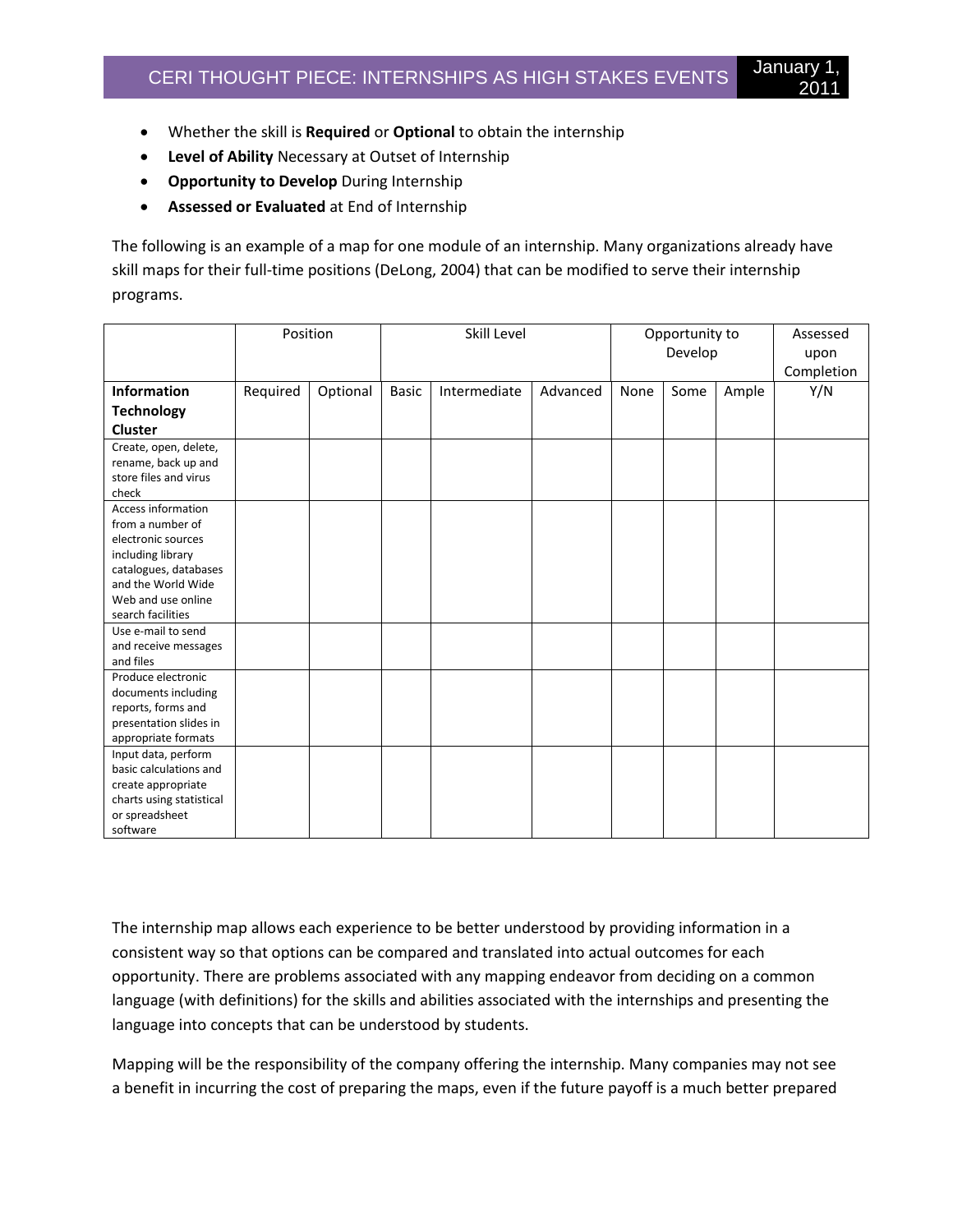- Whether the skill is **Required** or **Optional** to obtain the internship
- **Level of Ability** Necessary at Outset of Internship
- **Opportunity to Develop** During Internship
- **Assessed or Evaluated** at End of Internship

The following is an example of a map for one module of an internship. Many organizations already have skill maps for their full-time positions (DeLong, 2004) that can be modified to serve their internship programs.

| | Position | | Skill Level | | | Opportunity to Develop | | | Assessed upon Completion |
|---|---|---|---|---|---|---|---|---|---|
| **Information Technology Cluster** | Required | Optional | Basic | Intermediate | Advanced | None | Some | Ample | Y/N |
| Create, open, delete, rename, back up and store files and virus check | | | | | | | | | |
| Access information from a number of electronic sources including library catalogues, databases and the World Wide Web and use online search facilities | | | | | | | | | |
| Use e-mail to send and receive messages and files | | | | | | | | | |
| Produce electronic documents including reports, forms and presentation slides in appropriate formats | | | | | | | | | |
| Input data, perform basic calculations and create appropriate charts using statistical or spreadsheet software | | | | | | | | | |

The internship map allows each experience to be better understood by providing information in a consistent way so that options can be compared and translated into actual outcomes for each opportunity. There are problems associated with any mapping endeavor from deciding on a common language (with definitions) for the skills and abilities associated with the internships and presenting the language into concepts that can be understood by students.

Mapping will be the responsibility of the company offering the internship. Many companies may not see a benefit in incurring the cost of preparing the maps, even if the future payoff is a much better prepared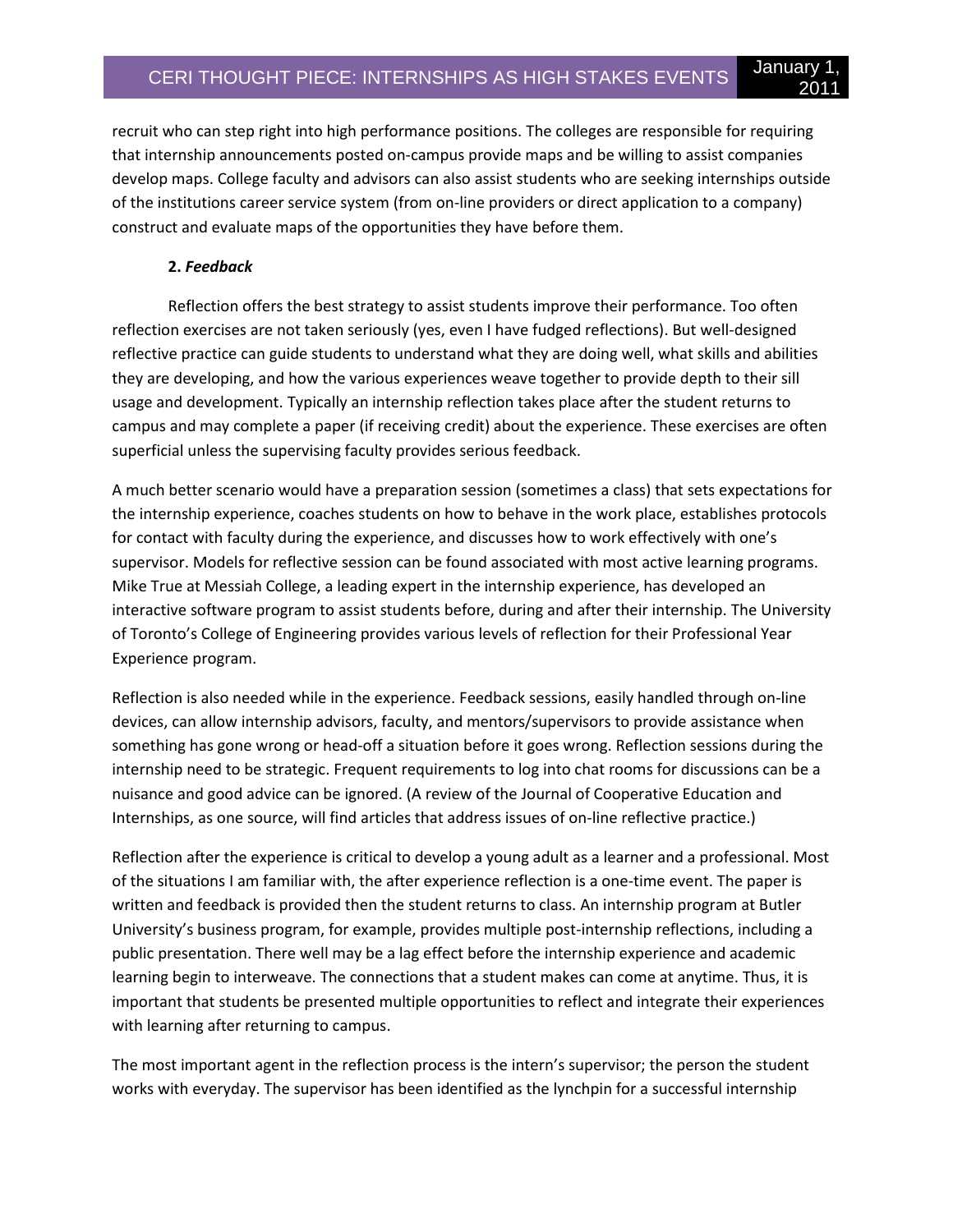recruit who can step right into high performance positions. The colleges are responsible for requiring that internship announcements posted on-campus provide maps and be willing to assist companies develop maps. College faculty and advisors can also assist students who are seeking internships outside of the institutions career service system (from on-line providers or direct application to a company) construct and evaluate maps of the opportunities they have before them.

**2. *Feedback***

Reflection offers the best strategy to assist students improve their performance. Too often reflection exercises are not taken seriously (yes, even I have fudged reflections). But well-designed reflective practice can guide students to understand what they are doing well, what skills and abilities they are developing, and how the various experiences weave together to provide depth to their sill usage and development. Typically an internship reflection takes place after the student returns to campus and may complete a paper (if receiving credit) about the experience. These exercises are often superficial unless the supervising faculty provides serious feedback.

A much better scenario would have a preparation session (sometimes a class) that sets expectations for the internship experience, coaches students on how to behave in the work place, establishes protocols for contact with faculty during the experience, and discusses how to work effectively with one's supervisor. Models for reflective session can be found associated with most active learning programs. Mike True at Messiah College, a leading expert in the internship experience, has developed an interactive software program to assist students before, during and after their internship. The University of Toronto's College of Engineering provides various levels of reflection for their Professional Year Experience program.

Reflection is also needed while in the experience. Feedback sessions, easily handled through on-line devices, can allow internship advisors, faculty, and mentors/supervisors to provide assistance when something has gone wrong or head-off a situation before it goes wrong. Reflection sessions during the internship need to be strategic. Frequent requirements to log into chat rooms for discussions can be a nuisance and good advice can be ignored. (A review of the Journal of Cooperative Education and Internships, as one source, will find articles that address issues of on-line reflective practice.)

Reflection after the experience is critical to develop a young adult as a learner and a professional. Most of the situations I am familiar with, the after experience reflection is a one-time event. The paper is written and feedback is provided then the student returns to class. An internship program at Butler University's business program, for example, provides multiple post-internship reflections, including a public presentation. There well may be a lag effect before the internship experience and academic learning begin to interweave. The connections that a student makes can come at anytime. Thus, it is important that students be presented multiple opportunities to reflect and integrate their experiences with learning after returning to campus.

The most important agent in the reflection process is the intern's supervisor; the person the student works with everyday. The supervisor has been identified as the lynchpin for a successful internship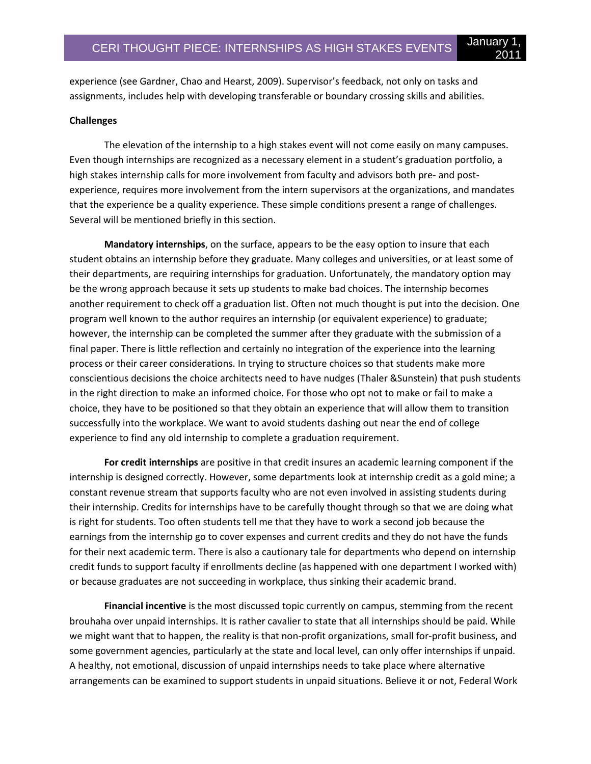experience (see Gardner, Chao and Hearst, 2009). Supervisor's feedback, not only on tasks and assignments, includes help with developing transferable or boundary crossing skills and abilities.

**Challenges**

The elevation of the internship to a high stakes event will not come easily on many campuses. Even though internships are recognized as a necessary element in a student's graduation portfolio, a high stakes internship calls for more involvement from faculty and advisors both pre- and post-experience, requires more involvement from the intern supervisors at the organizations, and mandates that the experience be a quality experience. These simple conditions present a range of challenges. Several will be mentioned briefly in this section.

**Mandatory internships**, on the surface, appears to be the easy option to insure that each student obtains an internship before they graduate. Many colleges and universities, or at least some of their departments, are requiring internships for graduation. Unfortunately, the mandatory option may be the wrong approach because it sets up students to make bad choices. The internship becomes another requirement to check off a graduation list. Often not much thought is put into the decision. One program well known to the author requires an internship (or equivalent experience) to graduate; however, the internship can be completed the summer after they graduate with the submission of a final paper. There is little reflection and certainly no integration of the experience into the learning process or their career considerations. In trying to structure choices so that students make more conscientious decisions the choice architects need to have nudges (Thaler &Sunstein) that push students in the right direction to make an informed choice. For those who opt not to make or fail to make a choice, they have to be positioned so that they obtain an experience that will allow them to transition successfully into the workplace. We want to avoid students dashing out near the end of college experience to find any old internship to complete a graduation requirement.

**For credit internships** are positive in that credit insures an academic learning component if the internship is designed correctly. However, some departments look at internship credit as a gold mine; a constant revenue stream that supports faculty who are not even involved in assisting students during their internship. Credits for internships have to be carefully thought through so that we are doing what is right for students. Too often students tell me that they have to work a second job because the earnings from the internship go to cover expenses and current credits and they do not have the funds for their next academic term. There is also a cautionary tale for departments who depend on internship credit funds to support faculty if enrollments decline (as happened with one department I worked with) or because graduates are not succeeding in workplace, thus sinking their academic brand.

**Financial incentive** is the most discussed topic currently on campus, stemming from the recent brouhaha over unpaid internships. It is rather cavalier to state that all internships should be paid. While we might want that to happen, the reality is that non-profit organizations, small for-profit business, and some government agencies, particularly at the state and local level, can only offer internships if unpaid. A healthy, not emotional, discussion of unpaid internships needs to take place where alternative arrangements can be examined to support students in unpaid situations. Believe it or not, Federal Work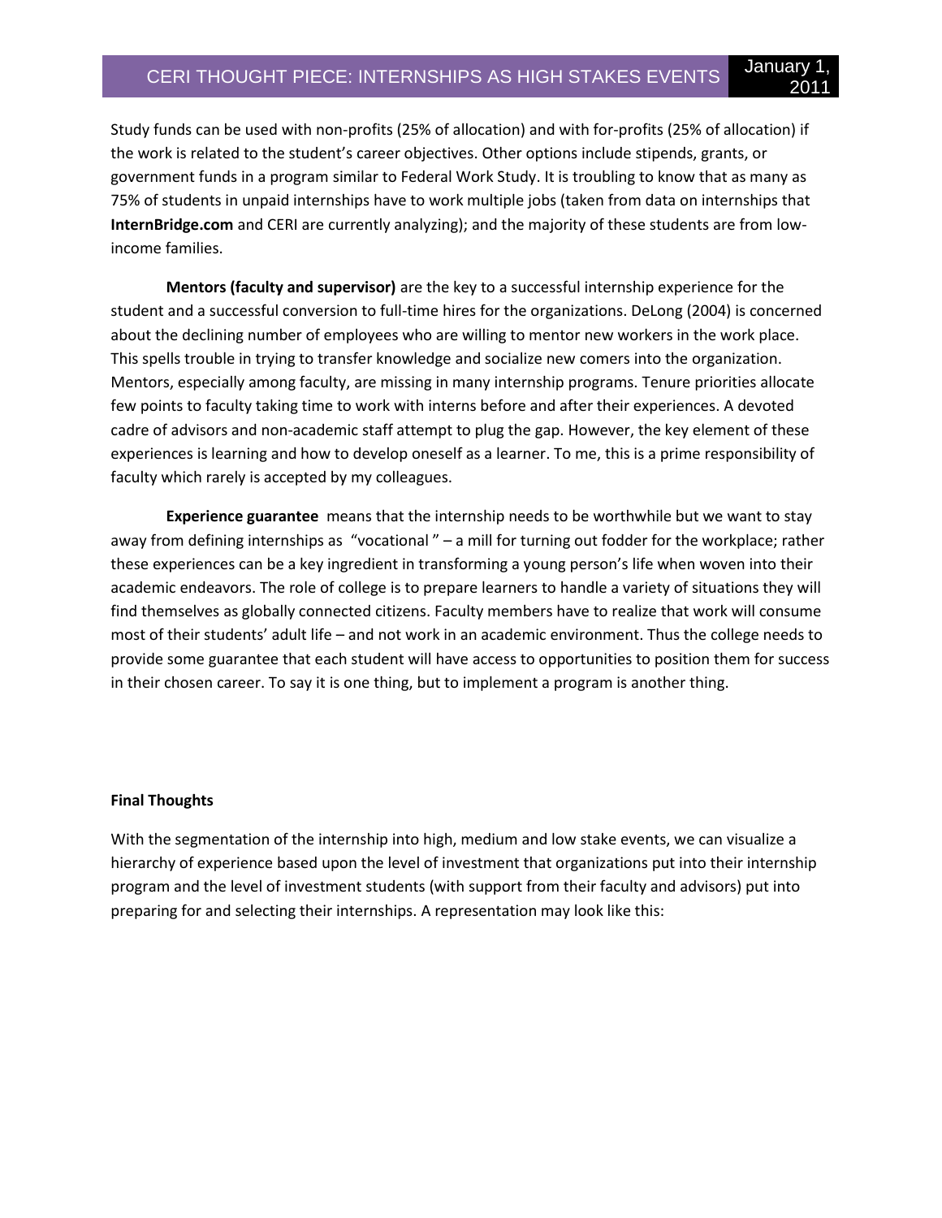Study funds can be used with non-profits (25% of allocation) and with for-profits (25% of allocation) if the work is related to the student's career objectives. Other options include stipends, grants, or government funds in a program similar to Federal Work Study. It is troubling to know that as many as 75% of students in unpaid internships have to work multiple jobs (taken from data on internships that **InternBridge.com** and CERI are currently analyzing); and the majority of these students are from low-income families.

**Mentors (faculty and supervisor)** are the key to a successful internship experience for the student and a successful conversion to full-time hires for the organizations. DeLong (2004) is concerned about the declining number of employees who are willing to mentor new workers in the work place. This spells trouble in trying to transfer knowledge and socialize new comers into the organization. Mentors, especially among faculty, are missing in many internship programs. Tenure priorities allocate few points to faculty taking time to work with interns before and after their experiences. A devoted cadre of advisors and non-academic staff attempt to plug the gap. However, the key element of these experiences is learning and how to develop oneself as a learner. To me, this is a prime responsibility of faculty which rarely is accepted by my colleagues.

**Experience guarantee** means that the internship needs to be worthwhile but we want to stay away from defining internships as "vocational" – a mill for turning out fodder for the workplace; rather these experiences can be a key ingredient in transforming a young person's life when woven into their academic endeavors. The role of college is to prepare learners to handle a variety of situations they will find themselves as globally connected citizens. Faculty members have to realize that work will consume most of their students' adult life – and not work in an academic environment. Thus the college needs to provide some guarantee that each student will have access to opportunities to position them for success in their chosen career. To say it is one thing, but to implement a program is another thing.

**Final Thoughts**

With the segmentation of the internship into high, medium and low stake events, we can visualize a hierarchy of experience based upon the level of investment that organizations put into their internship program and the level of investment students (with support from their faculty and advisors) put into preparing for and selecting their internships. A representation may look like this: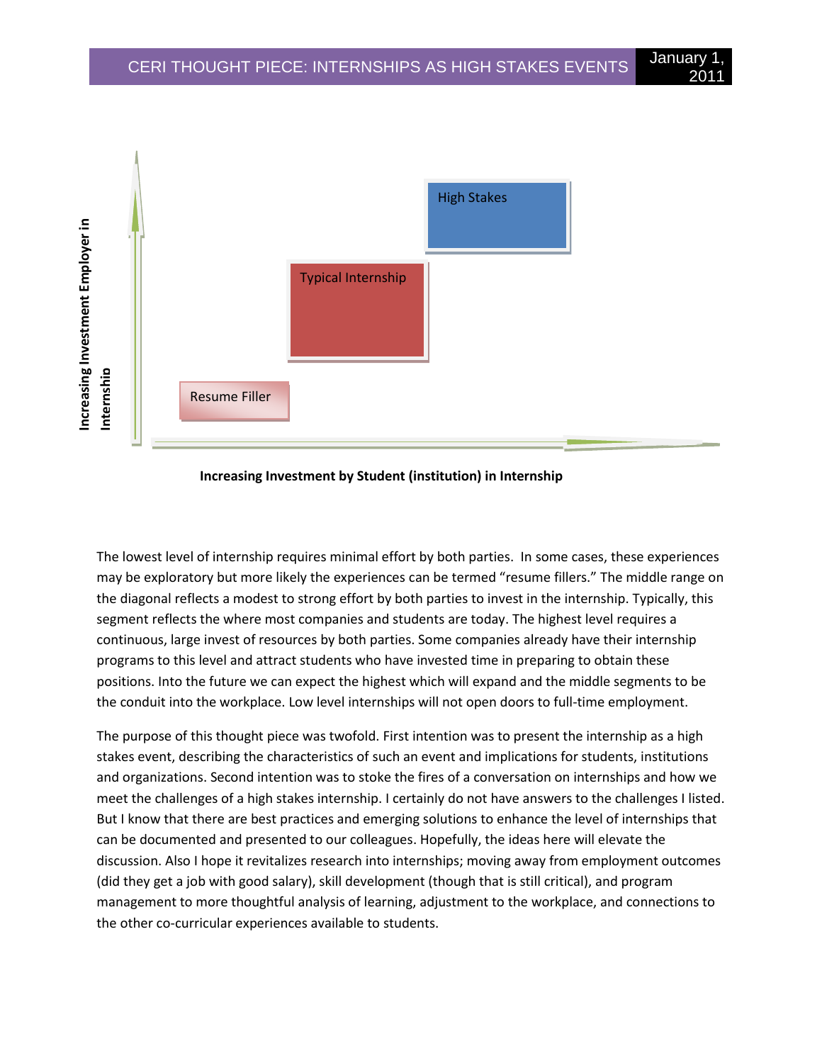Increasing Investment Employer in Internship

High Stakes

Typical Internship

Resume Filler

**Increasing Investment by Student (institution) in Internship**

The lowest level of internship requires minimal effort by both parties. In some cases, these experiences may be exploratory but more likely the experiences can be termed "resume fillers." The middle range on the diagonal reflects a modest to strong effort by both parties to invest in the internship. Typically, this segment reflects the where most companies and students are today. The highest level requires a continuous, large invest of resources by both parties. Some companies already have their internship programs to this level and attract students who have invested time in preparing to obtain these positions. Into the future we can expect the highest which will expand and the middle segments to be the conduit into the workplace. Low level internships will not open doors to full-time employment.

The purpose of this thought piece was twofold. First intention was to present the internship as a high stakes event, describing the characteristics of such an event and implications for students, institutions and organizations. Second intention was to stoke the fires of a conversation on internships and how we meet the challenges of a high stakes internship. I certainly do not have answers to the challenges I listed. But I know that there are best practices and emerging solutions to enhance the level of internships that can be documented and presented to our colleagues. Hopefully, the ideas here will elevate the discussion. Also I hope it revitalizes research into internships; moving away from employment outcomes (did they get a job with good salary), skill development (though that is still critical), and program management to more thoughtful analysis of learning, adjustment to the workplace, and connections to the other co-curricular experiences available to students.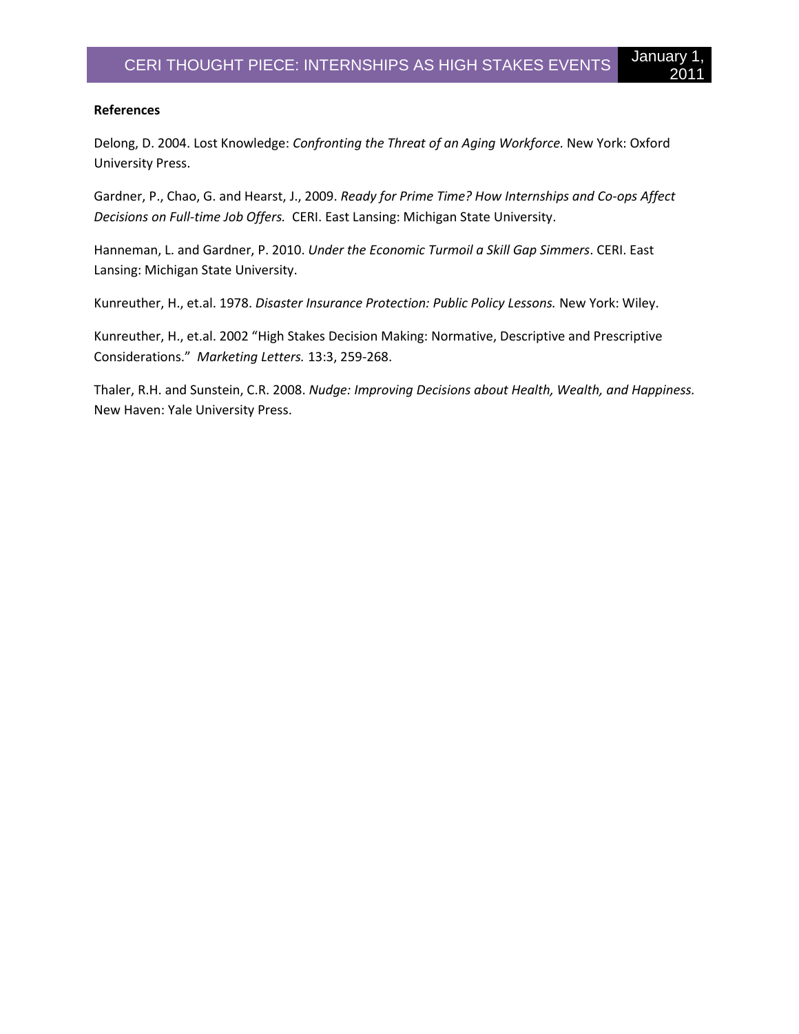**References**

Delong, D. 2004. Lost Knowledge: *Confronting the Threat of an Aging Workforce.* New York: Oxford University Press.

Gardner, P., Chao, G. and Hearst, J., 2009. *Ready for Prime Time? How Internships and Co-ops Affect Decisions on Full-time Job Offers.* CERI. East Lansing: Michigan State University.

Hanneman, L. and Gardner, P. 2010. *Under the Economic Turmoil a Skill Gap Simmers*. CERI. East Lansing: Michigan State University.

Kunreuther, H., et.al. 1978. *Disaster Insurance Protection: Public Policy Lessons.* New York: Wiley.

Kunreuther, H., et.al. 2002 "High Stakes Decision Making: Normative, Descriptive and Prescriptive Considerations." *Marketing Letters.* 13:3, 259-268.

Thaler, R.H. and Sunstein, C.R. 2008. *Nudge: Improving Decisions about Health, Wealth, and Happiness.* New Haven: Yale University Press.